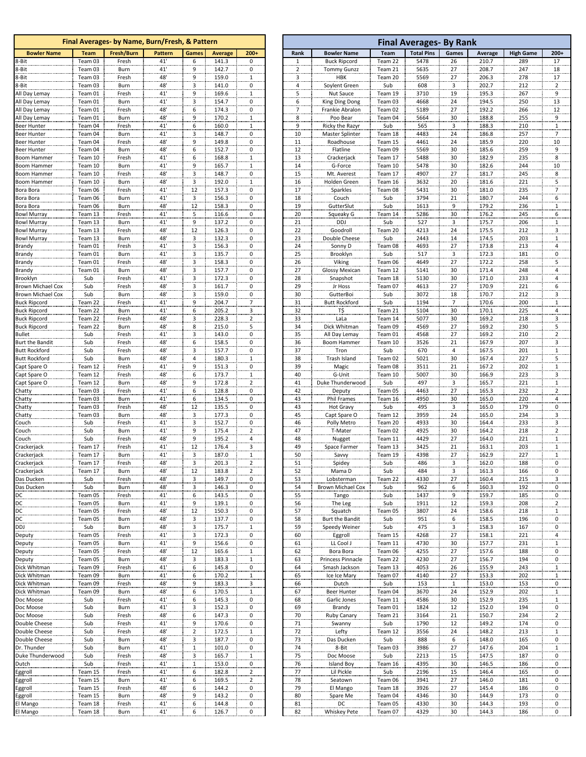## Final Averages- by Name, Burn/Fresh, & Pattern

| Bowler Name | Team | Fresh/Burn | Pattern | Games | Average | 200+ |
|---|---|---|---|---|---|---|
| 8-Bit | Team 03 | Fresh | 41' | 6 | 141.3 | 0 |
| 8-Bit | Team 03 | Burn | 41' | 9 | 142.7 | 0 |
| 8-Bit | Team 03 | Fresh | 48' | 9 | 159.0 | 1 |
| 8-Bit | Team 03 | Burn | 48' | 3 | 141.0 | 0 |
| All Day Lemay | Team 01 | Fresh | 41' | 9 | 169.6 | 1 |
| All Day Lemay | Team 01 | Burn | 41' | 3 | 154.7 | 0 |
| All Day Lemay | Team 01 | Fresh | 48' | 6 | 174.3 | 0 |
| All Day Lemay | Team 01 | Burn | 48' | 9 | 170.2 | 1 |
| Beer Hunter | Team 04 | Fresh | 41' | 6 | 160.0 | 1 |
| Beer Hunter | Team 04 | Burn | 41' | 3 | 148.7 | 0 |
| Beer Hunter | Team 04 | Fresh | 48' | 9 | 149.8 | 0 |
| Beer Hunter | Team 04 | Burn | 48' | 6 | 152.7 | 0 |
| Boom Hammer | Team 10 | Fresh | 41' | 6 | 168.8 | 1 |
| Boom Hammer | Team 10 | Burn | 41' | 9 | 165.7 | 1 |
| Boom Hammer | Team 10 | Fresh | 48' | 3 | 148.7 | 0 |
| Boom Hammer | Team 10 | Burn | 48' | 3 | 192.0 | 1 |
| Bora Bora | Team 06 | Fresh | 41' | 12 | 157.3 | 0 |
| Bora Bora | Team 06 | Burn | 41' | 3 | 156.3 | 0 |
| Bora Bora | Team 06 | Burn | 48' | 12 | 158.3 | 0 |
| Bowl Murray | Team 13 | Fresh | 41' | 5 | 116.6 | 0 |
| Bowl Murray | Team 13 | Burn | 41' | 9 | 137.2 | 0 |
| Bowl Murray | Team 13 | Fresh | 48' | 12 | 126.3 | 0 |
| Bowl Murray | Team 13 | Burn | 48' | 3 | 132.3 | 0 |
| Brandy | Team 01 | Fresh | 41' | 3 | 156.3 | 0 |
| Brandy | Team 01 | Burn | 41' | 3 | 135.7 | 0 |
| Brandy | Team 01 | Fresh | 48' | 3 | 158.3 | 0 |
| Brandy | Team 01 | Burn | 48' | 3 | 157.7 | 0 |
| Brooklyn | Sub | Fresh | 41' | 3 | 172.3 | 0 |
| Brown Michael Cox | Sub | Fresh | 48' | 3 | 161.7 | 0 |
| Brown Michael Cox | Sub | Burn | 48' | 3 | 159.0 | 0 |
| Buck Ripcord | Team 22 | Fresh | 41' | 9 | 204.7 | 7 |
| Buck Ripcord | Team 22 | Burn | 41' | 6 | 205.2 | 3 |
| Buck Ripcord | Team 22 | Fresh | 48' | 3 | 228.3 | 2 |
| Buck Ripcord | Team 22 | Burn | 48' | 8 | 215.0 | 5 |
| Bullet | Sub | Fresh | 41' | 3 | 143.0 | 0 |
| Burt the Bandit | Sub | Fresh | 48' | 6 | 158.5 | 0 |
| Butt Rockford | Sub | Fresh | 48' | 3 | 157.7 | 0 |
| Butt Rockford | Sub | Burn | 48' | 4 | 180.3 | 1 |
| Capt Spare O | Team 12 | Fresh | 41' | 9 | 151.3 | 0 |
| Capt Spare O | Team 12 | Fresh | 48' | 6 | 173.7 | 1 |
| Capt Spare O | Team 12 | Burn | 48' | 9 | 172.8 | 2 |
| Chatty | Team 03 | Fresh | 41' | 6 | 128.8 | 0 |
| Chatty | Team 03 | Burn | 41' | 6 | 134.5 | 0 |
| Chatty | Team 03 | Fresh | 48' | 12 | 135.5 | 0 |
| Chatty | Team 03 | Burn | 48' | 3 | 177.3 | 0 |
| Couch | Sub | Fresh | 41' | 3 | 152.7 | 0 |
| Couch | Sub | Burn | 41' | 9 | 175.4 | 2 |
| Couch | Sub | Fresh | 48' | 9 | 195.2 | 4 |
| Crackerjack | Team 17 | Fresh | 41' | 12 | 176.4 | 3 |
| Crackerjack | Team 17 | Burn | 41' | 3 | 187.0 | 1 |
| Crackerjack | Team 17 | Fresh | 48' | 3 | 201.3 | 2 |
| Crackerjack | Team 17 | Burn | 48' | 12 | 183.8 | 2 |
| Das Ducken | Sub | Fresh | 48' | 3 | 149.7 | 0 |
| Das Ducken | Sub | Burn | 48' | 3 | 146.3 | 0 |
| DC | Team 05 | Fresh | 41' | 6 | 143.5 | 0 |
| DC | Team 05 | Burn | 41' | 9 | 139.1 | 0 |
| DC | Team 05 | Fresh | 48' | 12 | 150.3 | 0 |
| DC | Team 05 | Burn | 48' | 3 | 137.7 | 0 |
| DDJ | Sub | Burn | 48' | 3 | 175.7 | 1 |
| Deputy | Team 05 | Fresh | 41' | 3 | 172.3 | 0 |
| Deputy | Team 05 | Burn | 41' | 9 | 156.6 | 0 |
| Deputy | Team 05 | Fresh | 48' | 12 | 165.6 | 1 |
| Deputy | Team 05 | Burn | 48' | 3 | 183.3 | 1 |
| Dick Whitman | Team 09 | Fresh | 41' | 6 | 145.8 | 0 |
| Dick Whitman | Team 09 | Burn | 41' | 6 | 170.2 | 1 |
| Dick Whitman | Team 09 | Fresh | 48' | 9 | 183.3 | 3 |
| Dick Whitman | Team 09 | Burn | 48' | 6 | 170.5 | 1 |
| Doc Moose | Sub | Fresh | 41' | 6 | 145.3 | 0 |
| Doc Moose | Sub | Burn | 41' | 3 | 152.3 | 0 |
| Doc Moose | Sub | Fresh | 48' | 6 | 147.3 | 0 |
| Double Cheese | Sub | Fresh | 41' | 9 | 170.6 | 0 |
| Double Cheese | Sub | Fresh | 48' | 2 | 172.5 | 1 |
| Double Cheese | Sub | Burn | 48' | 3 | 187.7 | 0 |
| Dr. Thunder | Sub | Burn | 41' | 1 | 101.0 | 0 |
| Duke Thunderwood | Sub | Fresh | 48' | 3 | 165.7 | 1 |
| Dutch | Sub | Fresh | 41' | 1 | 153.0 | 0 |
| Eggroll | Team 15 | Fresh | 41' | 6 | 182.8 | 2 |
| Eggroll | Team 15 | Burn | 41' | 6 | 169.5 | 2 |
| Eggroll | Team 15 | Fresh | 48' | 6 | 144.2 | 0 |
| Eggroll | Team 15 | Burn | 48' | 9 | 143.2 | 0 |
| El Mango | Team 18 | Fresh | 41' | 6 | 144.8 | 0 |
| El Mango | Team 18 | Burn | 41' | 6 | 126.7 | 0 |

## Final Averages- By Rank

| Rank | Bowler Name | Team | Total Pins | Games | Average | High Game | 200+ |
|---|---|---|---|---|---|---|---|
| 1 | Buck Ripcord | Team 22 | 5478 | 26 | 210.7 | 289 | 17 |
| 2 | Tommy Gunzz | Team 21 | 5635 | 27 | 208.7 | 247 | 18 |
| 3 | HBK | Team 20 | 5569 | 27 | 206.3 | 278 | 17 |
| 4 | Soylent Green | Sub | 608 | 3 | 202.7 | 212 | 2 |
| 5 | Nut Sauce | Team 19 | 3710 | 19 | 195.3 | 267 | 9 |
| 6 | King Ding Dong | Team 03 | 4668 | 24 | 194.5 | 250 | 13 |
| 7 | Frankie Abralon | Team 02 | 5189 | 27 | 192.2 | 266 | 12 |
| 8 | Poo Bear | Team 04 | 5664 | 30 | 188.8 | 255 | 9 |
| 9 | Ricky the Razyr | Sub | 565 | 3 | 188.3 | 210 | 1 |
| 10 | Master Splinter | Team 18 | 4483 | 24 | 186.8 | 257 | 7 |
| 11 | Roadhouse | Team 15 | 4461 | 24 | 185.9 | 220 | 10 |
| 12 | Flatline | Team 09 | 5569 | 30 | 185.6 | 259 | 9 |
| 13 | Crackerjack | Team 17 | 5488 | 30 | 182.9 | 235 | 8 |
| 14 | G-Force | Team 10 | 5478 | 30 | 182.6 | 244 | 10 |
| 15 | Mt. Averest | Team 17 | 4907 | 27 | 181.7 | 245 | 8 |
| 16 | Holden Green | Team 16 | 3632 | 20 | 181.6 | 221 | 5 |
| 17 | Sparkles | Team 08 | 5431 | 30 | 181.0 | 235 | 7 |
| 18 | Couch | Sub | 3794 | 21 | 180.7 | 244 | 6 |
| 19 | GutterSlut | Sub | 1613 | 9 | 179.2 | 236 | 1 |
| 20 | Squeaky G | Team 14 | 5286 | 30 | 176.2 | 245 | 6 |
| 21 | DDJ | Sub | 527 | 3 | 175.7 | 206 | 1 |
| 22 | Goodroll | Team 20 | 4213 | 24 | 175.5 | 212 | 3 |
| 23 | Double Cheese | Sub | 2443 | 14 | 174.5 | 203 | 1 |
| 24 | Sonny D | Team 08 | 4693 | 27 | 173.8 | 213 | 4 |
| 25 | Brooklyn | Sub | 517 | 3 | 172.3 | 181 | 0 |
| 26 | Viking | Team 06 | 4649 | 27 | 172.2 | 258 | 5 |
| 27 | Glossy Mexican | Team 12 | 5141 | 30 | 171.4 | 248 | 4 |
| 28 | Snapshot | Team 18 | 5130 | 30 | 171.0 | 233 | 4 |
| 29 | Jr Hoss | Team 07 | 4613 | 27 | 170.9 | 221 | 6 |
| 30 | GutterBoi | Sub | 3072 | 18 | 170.7 | 212 | 3 |
| 31 | Butt Rockford | Sub | 1194 | 7 | 170.6 | 200 | 1 |
| 32 | TS | Team 21 | 5104 | 30 | 170.1 | 225 | 4 |
| 33 | LaLa | Team 14 | 5077 | 30 | 169.2 | 218 | 3 |
| 34 | Dick Whitman | Team 09 | 4569 | 27 | 169.2 | 230 | 5 |
| 35 | All Day Lemay | Team 01 | 4568 | 27 | 169.2 | 210 | 2 |
| 36 | Boom Hammer | Team 10 | 3526 | 21 | 167.9 | 207 | 3 |
| 37 | Tron | Sub | 670 | 4 | 167.5 | 201 | 1 |
| 38 | Trash Island | Team 02 | 5021 | 30 | 167.4 | 227 | 5 |
| 39 | Magic | Team 08 | 3511 | 21 | 167.2 | 202 | 1 |
| 40 | G-Unit | Team 10 | 5007 | 30 | 166.9 | 223 | 3 |
| 41 | Duke Thunderwood | Sub | 497 | 3 | 165.7 | 221 | 1 |
| 42 | Deputy | Team 05 | 4463 | 27 | 165.3 | 232 | 2 |
| 43 | Phil Frames | Team 16 | 4950 | 30 | 165.0 | 220 | 4 |
| 43 | Hot Gravy | Sub | 495 | 3 | 165.0 | 179 | 0 |
| 45 | Capt Spare O | Team 12 | 3959 | 24 | 165.0 | 234 | 3 |
| 46 | Polly Metro | Team 20 | 4933 | 30 | 164.4 | 233 | 3 |
| 47 | T-Mater | Team 02 | 4925 | 30 | 164.2 | 218 | 2 |
| 48 | Nugget | Team 11 | 4429 | 27 | 164.0 | 221 | 1 |
| 49 | Space Farmer | Team 13 | 3425 | 21 | 163.1 | 203 | 1 |
| 50 | Savvy | Team 19 | 4398 | 27 | 162.9 | 227 | 1 |
| 51 | Spidey | Sub | 486 | 3 | 162.0 | 188 | 0 |
| 52 | Mama D | Sub | 484 | 3 | 161.3 | 166 | 0 |
| 53 | Lobsterman | Team 22 | 4330 | 27 | 160.4 | 215 | 3 |
| 54 | Brown Michael Cox | Sub | 962 | 6 | 160.3 | 192 | 0 |
| 55 | Tango | Sub | 1437 | 9 | 159.7 | 185 | 0 |
| 56 | The Leg | Sub | 1911 | 12 | 159.3 | 208 | 2 |
| 57 | Squatch | Team 05 | 3807 | 24 | 158.6 | 218 | 1 |
| 58 | Burt the Bandit | Sub | 951 | 6 | 158.5 | 196 | 0 |
| 59 | Speedy Weiner | Sub | 475 | 3 | 158.3 | 167 | 0 |
| 60 | Eggroll | Team 15 | 4268 | 27 | 158.1 | 221 | 4 |
| 61 | LL Cool J | Team 11 | 4730 | 30 | 157.7 | 231 | 1 |
| 62 | Bora Bora | Team 06 | 4255 | 27 | 157.6 | 188 | 0 |
| 63 | Princess Pinnacle | Team 22 | 4230 | 27 | 156.7 | 194 | 0 |
| 64 | Smash Jackson | Team 13 | 4053 | 26 | 155.9 | 243 | 1 |
| 65 | Ice Ice Mary | Team 07 | 4140 | 27 | 153.3 | 202 | 1 |
| 66 | Dutch | Sub | 153 | 1 | 153.0 | 153 | 0 |
| 67 | Beer Hunter | Team 04 | 3670 | 24 | 152.9 | 202 | 1 |
| 68 | Garlic Jones | Team 11 | 4586 | 30 | 152.9 | 235 | 1 |
| 69 | Brandy | Team 01 | 1824 | 12 | 152.0 | 194 | 0 |
| 70 | Ruby Canary | Team 21 | 3164 | 21 | 150.7 | 234 | 2 |
| 71 | Swanny | Sub | 1790 | 12 | 149.2 | 174 | 0 |
| 72 | Lefty | Team 12 | 3556 | 24 | 148.2 | 213 | 1 |
| 73 | Das Ducken | Sub | 888 | 6 | 148.0 | 165 | 0 |
| 74 | 8-Bit | Team 03 | 3986 | 27 | 147.6 | 204 | 1 |
| 75 | Doc Moose | Sub | 2213 | 15 | 147.5 | 187 | 0 |
| 76 | Island Boy | Team 16 | 4395 | 30 | 146.5 | 186 | 0 |
| 77 | Lil Pickle | Sub | 2196 | 15 | 146.4 | 165 | 0 |
| 78 | Seatown | Team 06 | 3941 | 27 | 146.0 | 181 | 0 |
| 79 | El Mango | Team 18 | 3926 | 27 | 145.4 | 186 | 0 |
| 80 | Spare Me | Team 04 | 4346 | 30 | 144.9 | 173 | 0 |
| 81 | DC | Team 05 | 4330 | 30 | 144.3 | 193 | 0 |
| 82 | Whiskey Pete | Team 07 | 4329 | 30 | 144.3 | 186 | 0 |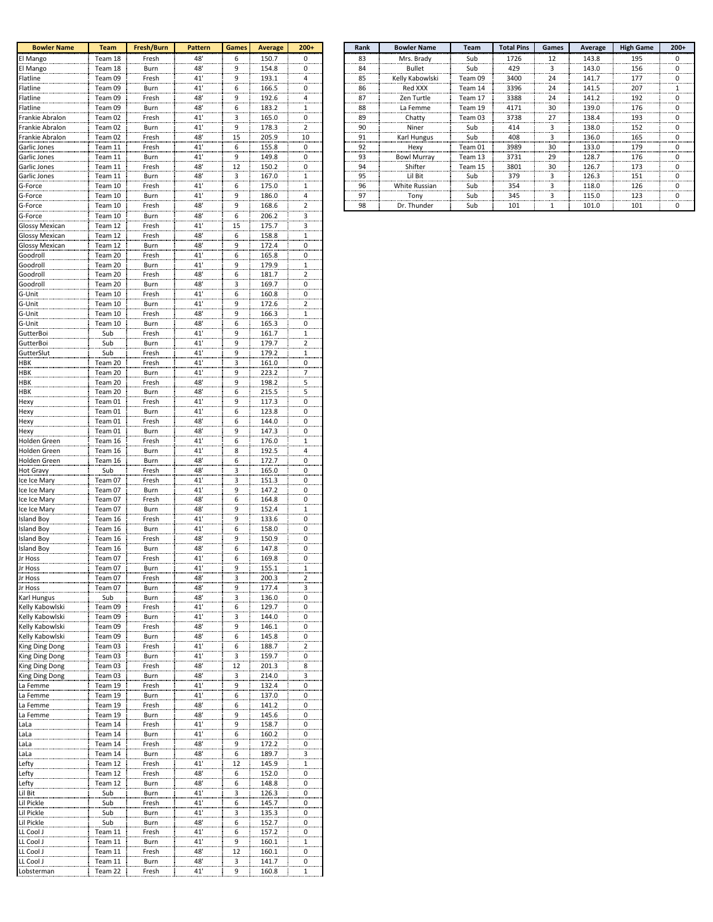| Bowler Name | Team | Fresh/Burn | Pattern | Games | Average | 200+ |
|---|---|---|---|---|---|---|
| El Mango | Team 18 | Fresh | 48' | 6 | 150.7 | 0 |
| El Mango | Team 18 | Burn | 48' | 9 | 154.8 | 0 |
| Flatline | Team 09 | Fresh | 41' | 9 | 193.1 | 4 |
| Flatline | Team 09 | Burn | 41' | 6 | 166.5 | 0 |
| Flatline | Team 09 | Fresh | 48' | 9 | 192.6 | 4 |
| Flatline | Team 09 | Burn | 48' | 6 | 183.2 | 1 |
| Frankie Abralon | Team 02 | Fresh | 41' | 3 | 165.0 | 0 |
| Frankie Abralon | Team 02 | Burn | 41' | 9 | 178.3 | 2 |
| Frankie Abralon | Team 02 | Fresh | 48' | 15 | 205.9 | 10 |
| Garlic Jones | Team 11 | Fresh | 41' | 6 | 155.8 | 0 |
| Garlic Jones | Team 11 | Burn | 41' | 9 | 149.8 | 0 |
| Garlic Jones | Team 11 | Fresh | 48' | 12 | 150.2 | 0 |
| Garlic Jones | Team 11 | Burn | 48' | 3 | 167.0 | 1 |
| G-Force | Team 10 | Fresh | 41' | 6 | 175.0 | 1 |
| G-Force | Team 10 | Burn | 41' | 9 | 186.0 | 4 |
| G-Force | Team 10 | Fresh | 48' | 9 | 168.6 | 2 |
| G-Force | Team 10 | Burn | 48' | 6 | 206.2 | 3 |
| Glossy Mexican | Team 12 | Fresh | 41' | 15 | 175.7 | 3 |
| Glossy Mexican | Team 12 | Fresh | 48' | 6 | 158.8 | 1 |
| Glossy Mexican | Team 12 | Burn | 48' | 9 | 172.4 | 0 |
| Goodroll | Team 20 | Fresh | 41' | 6 | 165.8 | 0 |
| Goodroll | Team 20 | Burn | 41' | 9 | 179.9 | 1 |
| Goodroll | Team 20 | Fresh | 48' | 6 | 181.7 | 2 |
| Goodroll | Team 20 | Burn | 48' | 3 | 169.7 | 0 |
| G-Unit | Team 10 | Fresh | 41' | 6 | 160.8 | 0 |
| G-Unit | Team 10 | Burn | 41' | 9 | 172.6 | 2 |
| G-Unit | Team 10 | Fresh | 48' | 9 | 166.3 | 1 |
| G-Unit | Team 10 | Burn | 48' | 6 | 165.3 | 0 |
| GutterBoi | Sub | Fresh | 41' | 9 | 161.7 | 1 |
| GutterBoi | Sub | Burn | 41' | 9 | 179.7 | 2 |
| GutterSlut | Sub | Fresh | 41' | 9 | 179.2 | 1 |
| HBK | Team 20 | Fresh | 41' | 3 | 161.0 | 0 |
| HBK | Team 20 | Burn | 41' | 9 | 223.2 | 7 |
| HBK | Team 20 | Fresh | 48' | 9 | 198.2 | 5 |
| HBK | Team 20 | Burn | 48' | 6 | 215.5 | 5 |
| Hexy | Team 01 | Fresh | 41' | 9 | 117.3 | 0 |
| Hexy | Team 01 | Burn | 41' | 6 | 123.8 | 0 |
| Hexy | Team 01 | Fresh | 48' | 6 | 144.0 | 0 |
| Hexy | Team 01 | Burn | 48' | 9 | 147.3 | 0 |
| Holden Green | Team 16 | Fresh | 41' | 6 | 176.0 | 1 |
| Holden Green | Team 16 | Burn | 41' | 8 | 192.5 | 4 |
| Holden Green | Team 16 | Burn | 48' | 6 | 172.7 | 0 |
| Hot Gravy | Sub | Fresh | 48' | 3 | 165.0 | 0 |
| Ice Ice Mary | Team 07 | Fresh | 41' | 3 | 151.3 | 0 |
| Ice Ice Mary | Team 07 | Burn | 41' | 9 | 147.2 | 0 |
| Ice Ice Mary | Team 07 | Fresh | 48' | 6 | 164.8 | 0 |
| Ice Ice Mary | Team 07 | Burn | 48' | 9 | 152.4 | 1 |
| Island Boy | Team 16 | Fresh | 41' | 9 | 133.6 | 0 |
| Island Boy | Team 16 | Burn | 41' | 6 | 158.0 | 0 |
| Island Boy | Team 16 | Fresh | 48' | 9 | 150.9 | 0 |
| Island Boy | Team 16 | Burn | 48' | 6 | 147.8 | 0 |
| Jr Hoss | Team 07 | Fresh | 41' | 6 | 169.8 | 0 |
| Jr Hoss | Team 07 | Burn | 41' | 9 | 155.1 | 1 |
| Jr Hoss | Team 07 | Fresh | 48' | 3 | 200.3 | 2 |
| Jr Hoss | Team 07 | Burn | 48' | 9 | 177.4 | 3 |
| Karl Hungus | Sub | Burn | 48' | 3 | 136.0 | 0 |
| Kelly Kabowlski | Team 09 | Fresh | 41' | 6 | 129.7 | 0 |
| Kelly Kabowlski | Team 09 | Burn | 41' | 3 | 144.0 | 0 |
| Kelly Kabowlski | Team 09 | Fresh | 48' | 9 | 146.1 | 0 |
| Kelly Kabowlski | Team 09 | Burn | 48' | 6 | 145.8 | 0 |
| King Ding Dong | Team 03 | Fresh | 41' | 6 | 188.7 | 2 |
| King Ding Dong | Team 03 | Burn | 41' | 3 | 159.7 | 0 |
| King Ding Dong | Team 03 | Fresh | 48' | 12 | 201.3 | 8 |
| King Ding Dong | Team 03 | Burn | 48' | 3 | 214.0 | 3 |
| La Femme | Team 19 | Fresh | 41' | 9 | 132.4 | 0 |
| La Femme | Team 19 | Burn | 41' | 6 | 137.0 | 0 |
| La Femme | Team 19 | Fresh | 48' | 6 | 141.2 | 0 |
| La Femme | Team 19 | Burn | 48' | 9 | 145.6 | 0 |
| LaLa | Team 14 | Fresh | 41' | 9 | 158.7 | 0 |
| LaLa | Team 14 | Burn | 41' | 6 | 160.2 | 0 |
| LaLa | Team 14 | Fresh | 48' | 9 | 172.2 | 0 |
| LaLa | Team 14 | Burn | 48' | 6 | 189.7 | 3 |
| Lefty | Team 12 | Fresh | 41' | 12 | 145.9 | 1 |
| Lefty | Team 12 | Fresh | 48' | 6 | 152.0 | 0 |
| Lefty | Team 12 | Burn | 48' | 6 | 148.8 | 0 |
| Lil Bit | Sub | Burn | 41' | 3 | 126.3 | 0 |
| Lil Pickle | Sub | Fresh | 41' | 6 | 145.7 | 0 |
| Lil Pickle | Sub | Burn | 41' | 3 | 135.3 | 0 |
| Lil Pickle | Sub | Burn | 48' | 6 | 152.7 | 0 |
| LL Cool J | Team 11 | Fresh | 41' | 6 | 157.2 | 0 |
| LL Cool J | Team 11 | Burn | 41' | 9 | 160.1 | 1 |
| LL Cool J | Team 11 | Fresh | 48' | 12 | 160.1 | 0 |
| LL Cool J | Team 11 | Burn | 48' | 3 | 141.7 | 0 |
| Lobsterman | Team 22 | Fresh | 41' | 9 | 160.8 | 1 |

| Rank | Bowler Name | Team | Total Pins | Games | Average | High Game | 200+ |
|---|---|---|---|---|---|---|---|
| 83 | Mrs. Brady | Sub | 1726 | 12 | 143.8 | 195 | 0 |
| 84 | Bullet | Sub | 429 | 3 | 143.0 | 156 | 0 |
| 85 | Kelly Kabowlski | Team 09 | 3400 | 24 | 141.7 | 177 | 0 |
| 86 | Red XXX | Team 14 | 3396 | 24 | 141.5 | 207 | 1 |
| 87 | Zen Turtle | Team 17 | 3388 | 24 | 141.2 | 192 | 0 |
| 88 | La Femme | Team 19 | 4171 | 30 | 139.0 | 176 | 0 |
| 89 | Chatty | Team 03 | 3738 | 27 | 138.4 | 193 | 0 |
| 90 | Niner | Sub | 414 | 3 | 138.0 | 152 | 0 |
| 91 | Karl Hungus | Sub | 408 | 3 | 136.0 | 165 | 0 |
| 92 | Hexy | Team 01 | 3989 | 30 | 133.0 | 179 | 0 |
| 93 | Bowl Murray | Team 13 | 3731 | 29 | 128.7 | 176 | 0 |
| 94 | Shifter | Team 15 | 3801 | 30 | 126.7 | 173 | 0 |
| 95 | Lil Bit | Sub | 379 | 3 | 126.3 | 151 | 0 |
| 96 | White Russian | Sub | 354 | 3 | 118.0 | 126 | 0 |
| 97 | Tony | Sub | 345 | 3 | 115.0 | 123 | 0 |
| 98 | Dr. Thunder | Sub | 101 | 1 | 101.0 | 101 | 0 |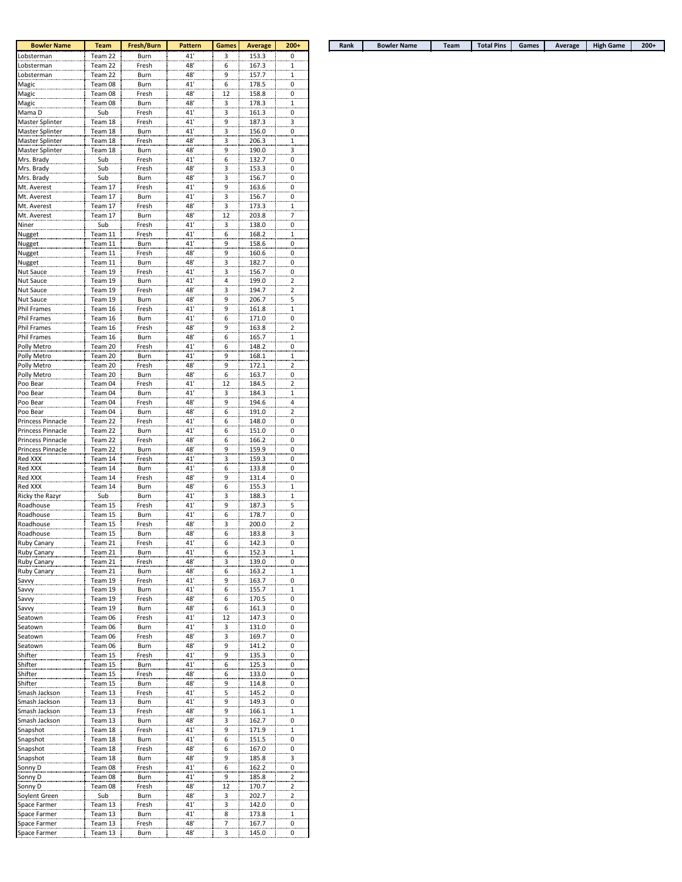| Bowler Name | Team | Fresh/Burn | Pattern | Games | Average | 200+ |
|---|---|---|---|---|---|---|
| Lobsterman | Team 22 | Burn | 41' | 3 | 153.3 | 0 |
| Lobsterman | Team 22 | Fresh | 48' | 6 | 167.3 | 1 |
| Lobsterman | Team 22 | Burn | 48' | 9 | 157.7 | 1 |
| Magic | Team 08 | Burn | 41' | 6 | 178.5 | 0 |
| Magic | Team 08 | Fresh | 48' | 12 | 158.8 | 0 |
| Magic | Team 08 | Burn | 48' | 3 | 178.3 | 1 |
| Mama D | Sub | Fresh | 41' | 3 | 161.3 | 0 |
| Master Splinter | Team 18 | Fresh | 41' | 9 | 187.3 | 3 |
| Master Splinter | Team 18 | Burn | 41' | 3 | 156.0 | 0 |
| Master Splinter | Team 18 | Fresh | 48' | 3 | 206.3 | 1 |
| Master Splinter | Team 18 | Burn | 48' | 9 | 190.0 | 3 |
| Mrs. Brady | Sub | Fresh | 41' | 6 | 132.7 | 0 |
| Mrs. Brady | Sub | Fresh | 48' | 3 | 153.3 | 0 |
| Mrs. Brady | Sub | Burn | 48' | 3 | 156.7 | 0 |
| Mt. Averest | Team 17 | Fresh | 41' | 9 | 163.6 | 0 |
| Mt. Averest | Team 17 | Burn | 41' | 3 | 156.7 | 0 |
| Mt. Averest | Team 17 | Fresh | 48' | 3 | 173.3 | 1 |
| Mt. Averest | Team 17 | Burn | 48' | 12 | 203.8 | 7 |
| Niner | Sub | Fresh | 41' | 3 | 138.0 | 0 |
| Nugget | Team 11 | Fresh | 41' | 6 | 168.2 | 1 |
| Nugget | Team 11 | Burn | 41' | 9 | 158.6 | 0 |
| Nugget | Team 11 | Fresh | 48' | 9 | 160.6 | 0 |
| Nugget | Team 11 | Burn | 48' | 3 | 182.7 | 0 |
| Nut Sauce | Team 19 | Fresh | 41' | 3 | 156.7 | 0 |
| Nut Sauce | Team 19 | Burn | 41' | 4 | 199.0 | 2 |
| Nut Sauce | Team 19 | Fresh | 48' | 3 | 194.7 | 2 |
| Nut Sauce | Team 19 | Burn | 48' | 9 | 206.7 | 5 |
| Phil Frames | Team 16 | Fresh | 41' | 9 | 161.8 | 1 |
| Phil Frames | Team 16 | Burn | 41' | 6 | 171.0 | 0 |
| Phil Frames | Team 16 | Fresh | 48' | 9 | 163.8 | 2 |
| Phil Frames | Team 16 | Burn | 48' | 6 | 165.7 | 1 |
| Polly Metro | Team 20 | Fresh | 41' | 6 | 148.2 | 0 |
| Polly Metro | Team 20 | Burn | 41' | 9 | 168.1 | 1 |
| Polly Metro | Team 20 | Fresh | 48' | 9 | 172.1 | 2 |
| Polly Metro | Team 20 | Burn | 48' | 6 | 163.7 | 0 |
| Poo Bear | Team 04 | Fresh | 41' | 12 | 184.5 | 2 |
| Poo Bear | Team 04 | Burn | 41' | 3 | 184.3 | 1 |
| Poo Bear | Team 04 | Fresh | 48' | 9 | 194.6 | 4 |
| Poo Bear | Team 04 | Burn | 48' | 6 | 191.0 | 2 |
| Princess Pinnacle | Team 22 | Fresh | 41' | 6 | 148.0 | 0 |
| Princess Pinnacle | Team 22 | Burn | 41' | 6 | 151.0 | 0 |
| Princess Pinnacle | Team 22 | Fresh | 48' | 6 | 166.2 | 0 |
| Princess Pinnacle | Team 22 | Burn | 48' | 9 | 159.9 | 0 |
| Red XXX | Team 14 | Fresh | 41' | 3 | 159.3 | 0 |
| Red XXX | Team 14 | Burn | 41' | 6 | 133.8 | 0 |
| Red XXX | Team 14 | Fresh | 48' | 9 | 131.4 | 0 |
| Red XXX | Team 14 | Burn | 48' | 6 | 155.3 | 1 |
| Ricky the Razyr | Sub | Burn | 41' | 3 | 188.3 | 1 |
| Roadhouse | Team 15 | Fresh | 41' | 9 | 187.3 | 5 |
| Roadhouse | Team 15 | Burn | 41' | 6 | 178.7 | 0 |
| Roadhouse | Team 15 | Fresh | 48' | 3 | 200.0 | 2 |
| Roadhouse | Team 15 | Burn | 48' | 6 | 183.8 | 3 |
| Ruby Canary | Team 21 | Fresh | 41' | 6 | 142.3 | 0 |
| Ruby Canary | Team 21 | Burn | 41' | 6 | 152.3 | 1 |
| Ruby Canary | Team 21 | Fresh | 48' | 3 | 139.0 | 0 |
| Ruby Canary | Team 21 | Burn | 48' | 6 | 163.2 | 1 |
| Savvy | Team 19 | Fresh | 41' | 9 | 163.7 | 0 |
| Savvy | Team 19 | Burn | 41' | 6 | 155.7 | 1 |
| Savvy | Team 19 | Fresh | 48' | 6 | 170.5 | 0 |
| Savvy | Team 19 | Burn | 48' | 6 | 161.3 | 0 |
| Seatown | Team 06 | Fresh | 41' | 12 | 147.3 | 0 |
| Seatown | Team 06 | Burn | 41' | 3 | 131.0 | 0 |
| Seatown | Team 06 | Fresh | 48' | 3 | 169.7 | 0 |
| Seatown | Team 06 | Burn | 48' | 9 | 141.2 | 0 |
| Shifter | Team 15 | Fresh | 41' | 9 | 135.3 | 0 |
| Shifter | Team 15 | Burn | 41' | 6 | 125.3 | 0 |
| Shifter | Team 15 | Fresh | 48' | 6 | 133.0 | 0 |
| Shifter | Team 15 | Burn | 48' | 9 | 114.8 | 0 |
| Smash Jackson | Team 13 | Fresh | 41' | 5 | 145.2 | 0 |
| Smash Jackson | Team 13 | Burn | 41' | 9 | 149.3 | 0 |
| Smash Jackson | Team 13 | Fresh | 48' | 9 | 166.1 | 1 |
| Smash Jackson | Team 13 | Burn | 48' | 3 | 162.7 | 0 |
| Snapshot | Team 18 | Fresh | 41' | 9 | 171.9 | 1 |
| Snapshot | Team 18 | Burn | 41' | 6 | 151.5 | 0 |
| Snapshot | Team 18 | Fresh | 48' | 6 | 167.0 | 0 |
| Snapshot | Team 18 | Burn | 48' | 9 | 185.8 | 3 |
| Sonny D | Team 08 | Fresh | 41' | 6 | 162.2 | 0 |
| Sonny D | Team 08 | Burn | 41' | 9 | 185.8 | 2 |
| Sonny D | Team 08 | Fresh | 48' | 12 | 170.7 | 2 |
| Soylent Green | Sub | Burn | 48' | 3 | 202.7 | 2 |
| Space Farmer | Team 13 | Fresh | 41' | 3 | 142.0 | 0 |
| Space Farmer | Team 13 | Burn | 41' | 8 | 173.8 | 1 |
| Space Farmer | Team 13 | Fresh | 48' | 7 | 167.7 | 0 |
| Space Farmer | Team 13 | Burn | 48' | 3 | 145.0 | 0 |

| Rank | Bowler Name | Team | Total Pins | Games | Average | High Game | 200+ |
|---|---|---|---|---|---|---|---|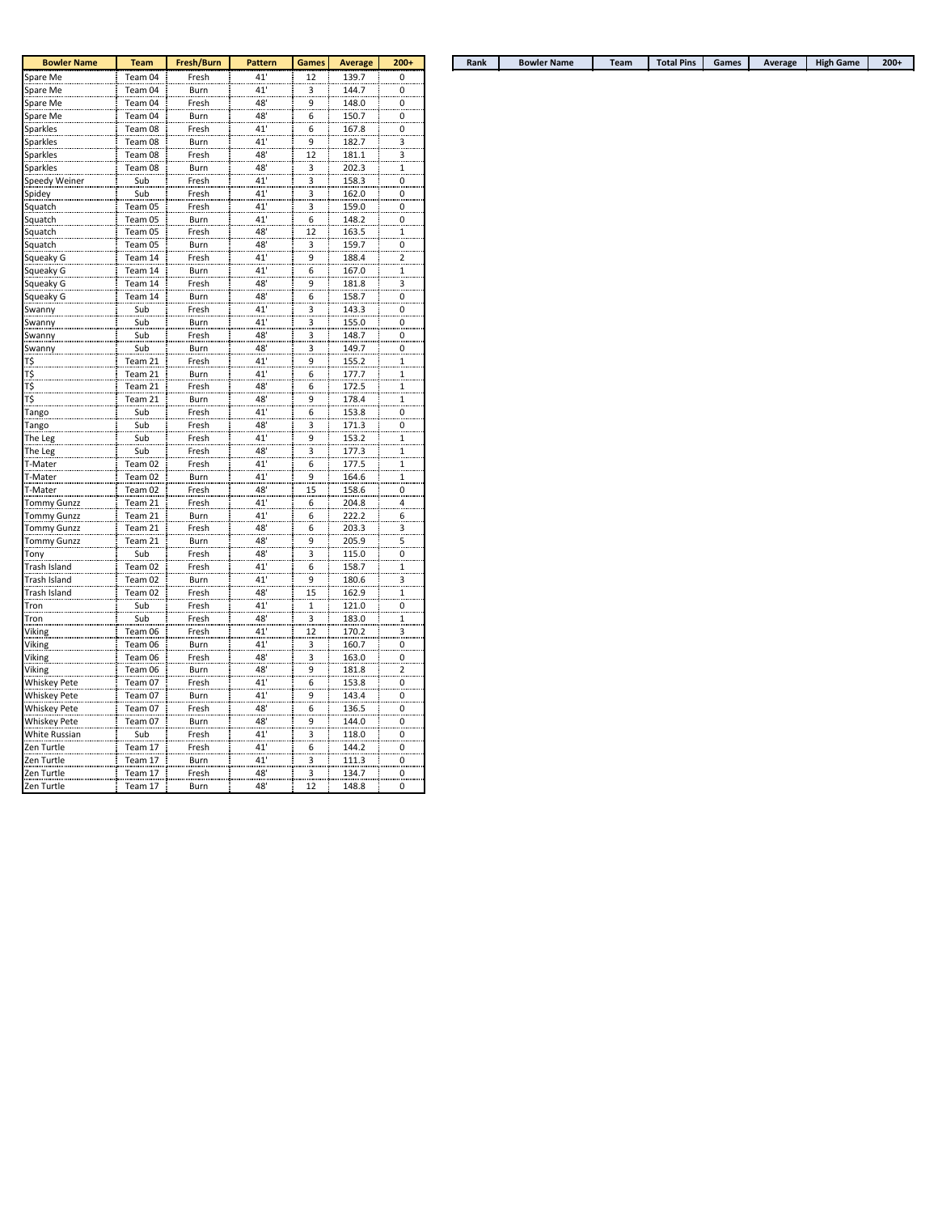| Bowler Name | Team | Fresh/Burn | Pattern | Games | Average | 200+ |
|---|---|---|---|---|---|---|
| Spare Me | Team 04 | Fresh | 41' | 12 | 139.7 | 0 |
| Spare Me | Team 04 | Burn | 41' | 3 | 144.7 | 0 |
| Spare Me | Team 04 | Fresh | 48' | 9 | 148.0 | 0 |
| Spare Me | Team 04 | Burn | 48' | 6 | 150.7 | 0 |
| Sparkles | Team 08 | Fresh | 41' | 6 | 167.8 | 0 |
| Sparkles | Team 08 | Burn | 41' | 9 | 182.7 | 3 |
| Sparkles | Team 08 | Fresh | 48' | 12 | 181.1 | 3 |
| Sparkles | Team 08 | Burn | 48' | 3 | 202.3 | 1 |
| Speedy Weiner | Sub | Fresh | 41' | 3 | 158.3 | 0 |
| Spidey | Sub | Fresh | 41' | 3 | 162.0 | 0 |
| Squatch | Team 05 | Fresh | 41' | 3 | 159.0 | 0 |
| Squatch | Team 05 | Burn | 41' | 6 | 148.2 | 0 |
| Squatch | Team 05 | Fresh | 48' | 12 | 163.5 | 1 |
| Squatch | Team 05 | Burn | 48' | 3 | 159.7 | 0 |
| Squeaky G | Team 14 | Fresh | 41' | 9 | 188.4 | 2 |
| Squeaky G | Team 14 | Burn | 41' | 6 | 167.0 | 1 |
| Squeaky G | Team 14 | Fresh | 48' | 9 | 181.8 | 3 |
| Squeaky G | Team 14 | Burn | 48' | 6 | 158.7 | 0 |
| Swanny | Sub | Fresh | 41' | 3 | 143.3 | 0 |
| Swanny | Sub | Burn | 41' | 3 | 155.0 | 0 |
| Swanny | Sub | Fresh | 48' | 3 | 148.7 | 0 |
| Swanny | Sub | Burn | 48' | 3 | 149.7 | 0 |
| T$ | Team 21 | Fresh | 41' | 9 | 155.2 | 1 |
| T$ | Team 21 | Burn | 41' | 6 | 177.7 | 1 |
| T$ | Team 21 | Fresh | 48' | 6 | 172.5 | 1 |
| T$ | Team 21 | Burn | 48' | 9 | 178.4 | 1 |
| Tango | Sub | Fresh | 41' | 6 | 153.8 | 0 |
| Tango | Sub | Fresh | 48' | 3 | 171.3 | 0 |
| The Leg | Sub | Fresh | 41' | 9 | 153.2 | 1 |
| The Leg | Sub | Fresh | 48' | 3 | 177.3 | 1 |
| T-Mater | Team 02 | Fresh | 41' | 6 | 177.5 | 1 |
| T-Mater | Team 02 | Burn | 41' | 9 | 164.6 | 1 |
| T-Mater | Team 02 | Fresh | 48' | 15 | 158.6 | 0 |
| Tommy Gunzz | Team 21 | Fresh | 41' | 6 | 204.8 | 4 |
| Tommy Gunzz | Team 21 | Burn | 41' | 6 | 222.2 | 6 |
| Tommy Gunzz | Team 21 | Fresh | 48' | 6 | 203.3 | 3 |
| Tommy Gunzz | Team 21 | Burn | 48' | 9 | 205.9 | 5 |
| Tony | Sub | Fresh | 48' | 3 | 115.0 | 0 |
| Trash Island | Team 02 | Fresh | 41' | 6 | 158.7 | 1 |
| Trash Island | Team 02 | Burn | 41' | 9 | 180.6 | 3 |
| Trash Island | Team 02 | Fresh | 48' | 15 | 162.9 | 1 |
| Tron | Sub | Fresh | 41' | 1 | 121.0 | 0 |
| Tron | Sub | Fresh | 48' | 3 | 183.0 | 1 |
| Viking | Team 06 | Fresh | 41' | 12 | 170.2 | 3 |
| Viking | Team 06 | Burn | 41' | 3 | 160.7 | 0 |
| Viking | Team 06 | Fresh | 48' | 3 | 163.0 | 0 |
| Viking | Team 06 | Burn | 48' | 9 | 181.8 | 2 |
| Whiskey Pete | Team 07 | Fresh | 41' | 6 | 153.8 | 0 |
| Whiskey Pete | Team 07 | Burn | 41' | 9 | 143.4 | 0 |
| Whiskey Pete | Team 07 | Fresh | 48' | 6 | 136.5 | 0 |
| Whiskey Pete | Team 07 | Burn | 48' | 9 | 144.0 | 0 |
| White Russian | Sub | Fresh | 41' | 3 | 118.0 | 0 |
| Zen Turtle | Team 17 | Fresh | 41' | 6 | 144.2 | 0 |
| Zen Turtle | Team 17 | Burn | 41' | 3 | 111.3 | 0 |
| Zen Turtle | Team 17 | Fresh | 48' | 3 | 134.7 | 0 |
| Zen Turtle | Team 17 | Burn | 48' | 12 | 148.8 | 0 |

| Rank | Bowler Name | Team | Total Pins | Games | Average | High Game | 200+ |
|---|---|---|---|---|---|---|---|